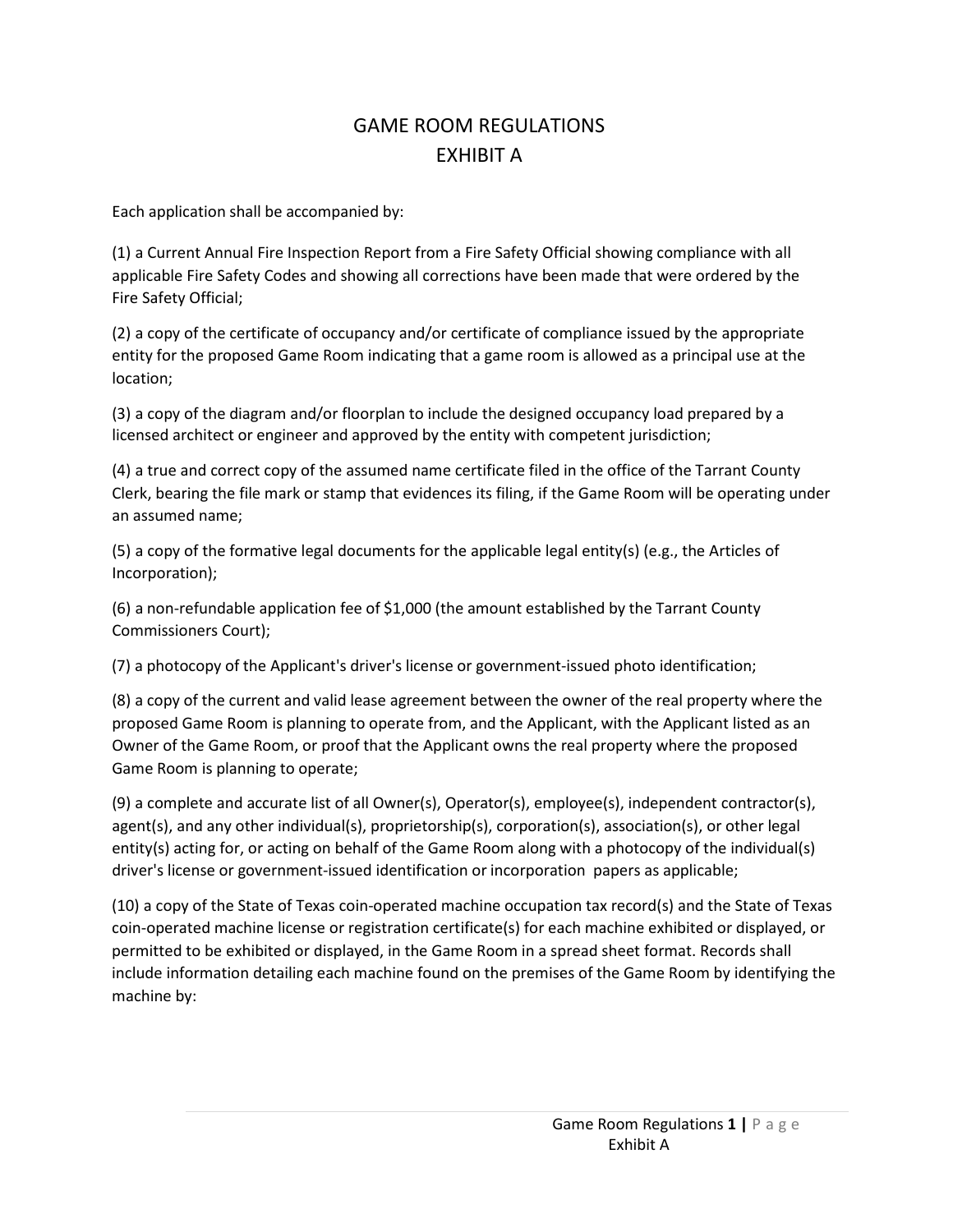# GAME ROOM REGULATIONS
# EXHIBIT A

Each application shall be accompanied by:

(1) a Current Annual Fire Inspection Report from a Fire Safety Official showing compliance with all applicable Fire Safety Codes and showing all corrections have been made that were ordered by the Fire Safety Official;

(2) a copy of the certificate of occupancy and/or certificate of compliance issued by the appropriate entity for the proposed Game Room indicating that a game room is allowed as a principal use at the location;

(3) a copy of the diagram and/or floorplan to include the designed occupancy load prepared by a licensed architect or engineer and approved by the entity with competent jurisdiction;

(4) a true and correct copy of the assumed name certificate filed in the office of the Tarrant County Clerk, bearing the file mark or stamp that evidences its filing, if the Game Room will be operating under an assumed name;

(5) a copy of the formative legal documents for the applicable legal entity(s) (e.g., the Articles of Incorporation);

(6) a non-refundable application fee of $1,000 (the amount established by the Tarrant County Commissioners Court);

(7) a photocopy of the Applicant's driver's license or government-issued photo identification;

(8) a copy of the current and valid lease agreement between the owner of the real property where the proposed Game Room is planning to operate from, and the Applicant, with the Applicant listed as an Owner of the Game Room, or proof that the Applicant owns the real property where the proposed Game Room is planning to operate;

(9) a complete and accurate list of all Owner(s), Operator(s), employee(s), independent contractor(s), agent(s), and any other individual(s), proprietorship(s), corporation(s), association(s), or other legal entity(s) acting for, or acting on behalf of the Game Room along with a photocopy of the individual(s) driver's license or government-issued identification or incorporation papers as applicable;

(10) a copy of the State of Texas coin-operated machine occupation tax record(s) and the State of Texas coin-operated machine license or registration certificate(s) for each machine exhibited or displayed, or permitted to be exhibited or displayed, in the Game Room in a spread sheet format. Records shall include information detailing each machine found on the premises of the Game Room by identifying the machine by: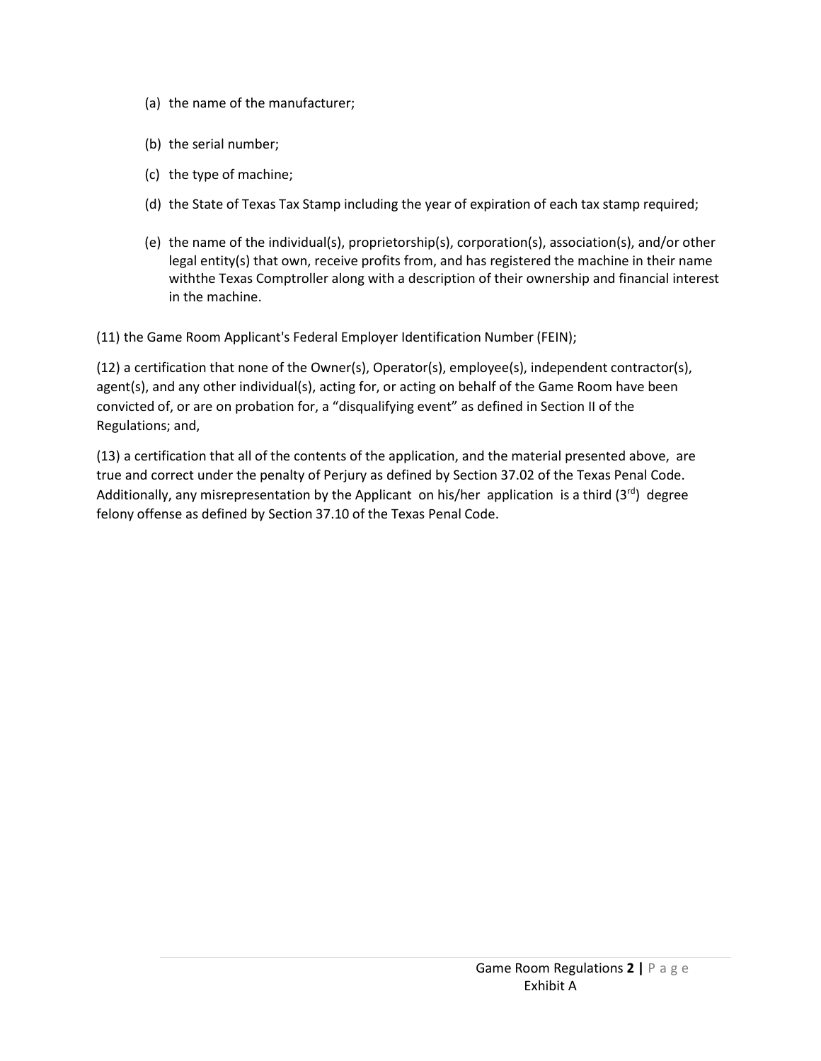(a) the name of the manufacturer;

(b) the serial number;

(c) the type of machine;

(d) the State of Texas Tax Stamp including the year of expiration of each tax stamp required;

(e) the name of the individual(s), proprietorship(s), corporation(s), association(s), and/or other legal entity(s) that own, receive profits from, and has registered the machine in their name withthe Texas Comptroller along with a description of their ownership and financial interest in the machine.

(11) the Game Room Applicant's Federal Employer Identification Number (FEIN);

(12) a certification that none of the Owner(s), Operator(s), employee(s), independent contractor(s), agent(s), and any other individual(s), acting for, or acting on behalf of the Game Room have been convicted of, or are on probation for, a “disqualifying event” as defined in Section II of the Regulations; and,

(13) a certification that all of the contents of the application, and the material presented above, are true and correct under the penalty of Perjury as defined by Section 37.02 of the Texas Penal Code. Additionally, any misrepresentation by the Applicant on his/her application is a third (3rd) degree felony offense as defined by Section 37.10 of the Texas Penal Code.